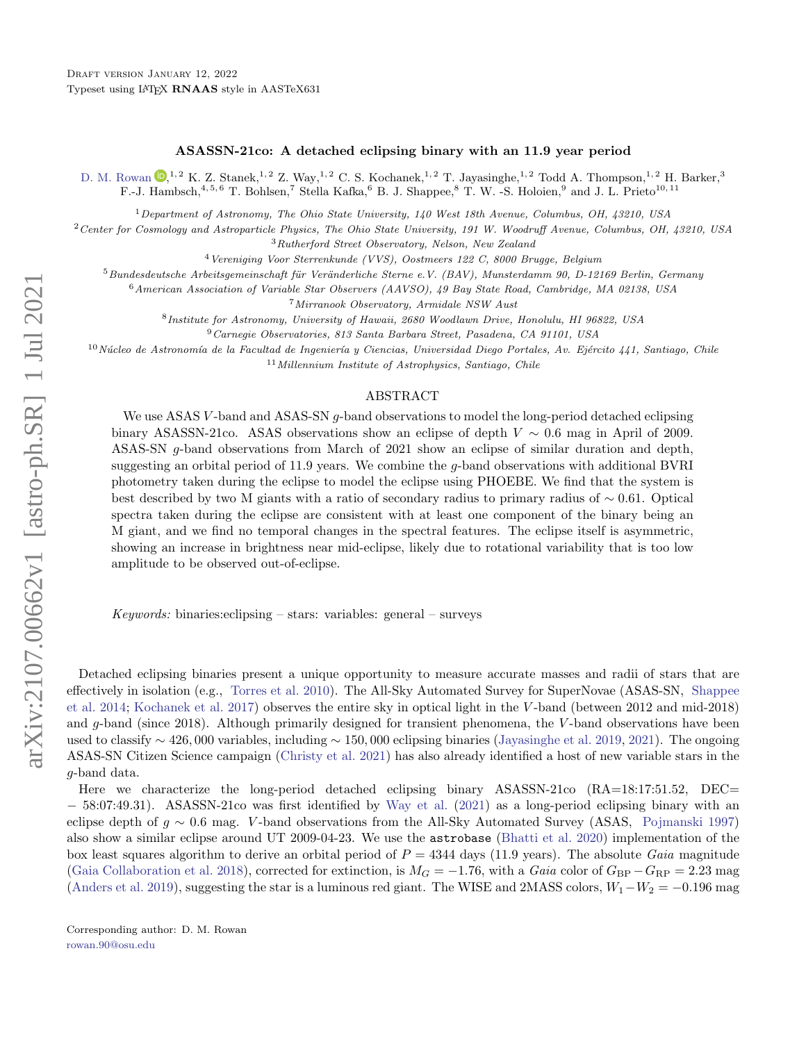Draft version January 12, 2022

Typeset using LATEX **RNAAS** style in AASTeX631

# ASASSN-21co: A detached eclipsing binary with an 11.9 year period

D. M. Rowan[1,2] K. Z. Stanek,[1,2] Z. Way,[1,2] C. S. Kochanek,[1,2] T. Jayasinghe,[1,2] Todd A. Thompson,[1,2] H. Barker,[3] F.-J. Hambsch,[4,5,6] T. Bohlsen,[7] Stella Kafka,[6] B. J. Shappee,[8] T. W. -S. Holoien,[9] and J. L. Prieto[10,11]

[1]*Department of Astronomy, The Ohio State University, 140 West 18th Avenue, Columbus, OH, 43210, USA*

[2]*Center for Cosmology and Astroparticle Physics, The Ohio State University, 191 W. Woodruff Avenue, Columbus, OH, 43210, USA*

[3]*Rutherford Street Observatory, Nelson, New Zealand*

[4]*Vereniging Voor Sterrenkunde (VVS), Oostmeers 122 C, 8000 Brugge, Belgium*

[5]*Bundesdeutsche Arbeitsgemeinschaft für Veränderliche Sterne e.V. (BAV), Munsterdamm 90, D-12169 Berlin, Germany*

[6]*American Association of Variable Star Observers (AAVSO), 49 Bay State Road, Cambridge, MA 02138, USA*

[7]*Mirranook Observatory, Armidale NSW Aust*

[8]*Institute for Astronomy, University of Hawaii, 2680 Woodlawn Drive, Honolulu, HI 96822, USA*

[9]*Carnegie Observatories, 813 Santa Barbara Street, Pasadena, CA 91101, USA*

[10]*Núcleo de Astronomía de la Facultad de Ingeniería y Ciencias, Universidad Diego Portales, Av. Ejército 441, Santiago, Chile*

[11]*Millennium Institute of Astrophysics, Santiago, Chile*

## ABSTRACT

We use ASAS $V$-band and ASAS-SN $g$-band observations to model the long-period detached eclipsing binary ASASSN-21co. ASAS observations show an eclipse of depth $V \sim 0.6$ mag in April of 2009. ASAS-SN $g$-band observations from March of 2021 show an eclipse of similar duration and depth, suggesting an orbital period of 11.9 years. We combine the $g$-band observations with additional BVRI photometry taken during the eclipse to model the eclipse using PHOEBE. We find that the system is best described by two M giants with a ratio of secondary radius to primary radius of $\sim 0.61$. Optical spectra taken during the eclipse are consistent with at least one component of the binary being an M giant, and we find no temporal changes in the spectral features. The eclipse itself is asymmetric, showing an increase in brightness near mid-eclipse, likely due to rotational variability that is too low amplitude to be observed out-of-eclipse.

*Keywords:* binaries:eclipsing – stars: variables: general – surveys

Detached eclipsing binaries present a unique opportunity to measure accurate masses and radii of stars that are effectively in isolation (e.g., Torres et al. 2010). The All-Sky Automated Survey for SuperNovae (ASAS-SN, Shappee et al. 2014; Kochanek et al. 2017) observes the entire sky in optical light in the $V$-band (between 2012 and mid-2018) and $g$-band (since 2018). Although primarily designed for transient phenomena, the $V$-band observations have been used to classify $\sim 426,000$ variables, including $\sim 150,000$ eclipsing binaries (Jayasinghe et al. 2019, 2021). The ongoing ASAS-SN Citizen Science campaign (Christy et al. 2021) has also already identified a host of new variable stars in the $g$-band data.

Here we characterize the long-period detached eclipsing binary ASASSN-21co (RA=18:17:51.52, DEC= $-$58:07:49.31). ASASSN-21co was first identified by Way et al. (2021) as a long-period eclipsing binary with an eclipse depth of $g \sim 0.6$ mag. $V$-band observations from the All-Sky Automated Survey (ASAS, Pojmanski 1997) also show a similar eclipse around UT 2009-04-23. We use the astrobase (Bhatti et al. 2020) implementation of the box least squares algorithm to derive an orbital period of $P = 4344$ days (11.9 years). The absolute *Gaia* magnitude (Gaia Collaboration et al. 2018), corrected for extinction, is $M_G = -1.76$, with a *Gaia* color of $G_{\rm BP} - G_{\rm RP} = 2.23$ mag (Anders et al. 2019), suggesting the star is a luminous red giant. The WISE and 2MASS colors, $W_1 - W_2 = -0.196$ mag

Corresponding author: D. M. Rowan

rowan.90@osu.edu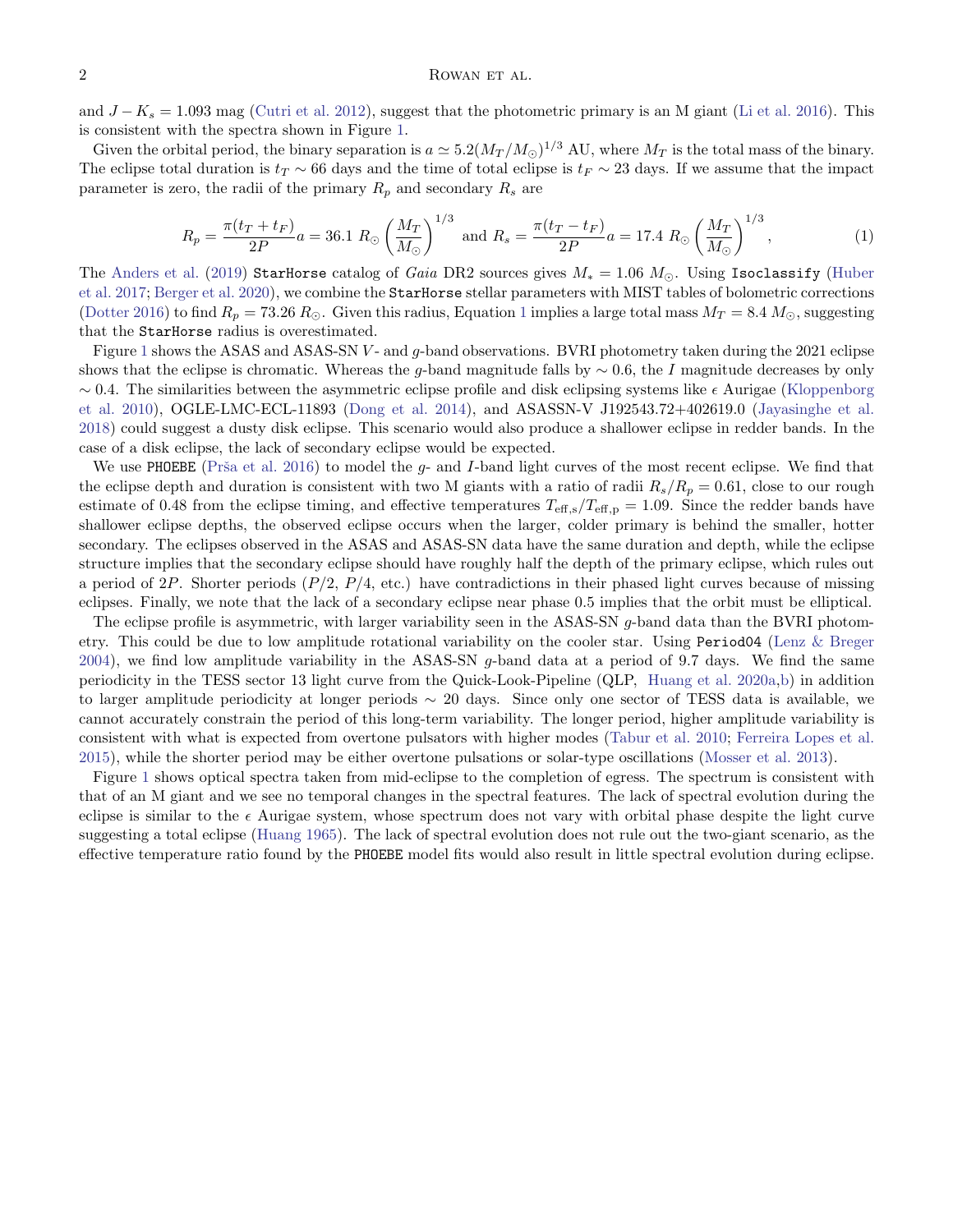and $J-K_s = 1.093$ mag (Cutri et al. 2012), suggest that the photometric primary is an M giant (Li et al. 2016). This is consistent with the spectra shown in Figure 1.

Given the orbital period, the binary separation is $a \simeq 5.2(M_T/M_\odot)^{1/3}$ AU, where $M_T$ is the total mass of the binary. The eclipse total duration is $t_T \sim 66$ days and the time of total eclipse is $t_F \sim 23$ days. If we assume that the impact parameter is zero, the radii of the primary $R_p$ and secondary $R_s$ are

$$R_p = \frac{\pi(t_T + t_F)}{2P}a = 36.1\ R_\odot \left(\frac{M_T}{M_\odot}\right)^{1/3} \text{ and } R_s = \frac{\pi(t_T - t_F)}{2P}a = 17.4\ R_\odot \left(\frac{M_T}{M_\odot}\right)^{1/3}, \tag{1}$$

The Anders et al. (2019) `StarHorse` catalog of *Gaia* DR2 sources gives $M_* = 1.06\ M_\odot$. Using `Isoclassify` (Huber et al. 2017; Berger et al. 2020), we combine the `StarHorse` stellar parameters with MIST tables of bolometric corrections (Dotter 2016) to find $R_p = 73.26\ R_\odot$. Given this radius, Equation 1 implies a large total mass $M_T = 8.4\ M_\odot$, suggesting that the `StarHorse` radius is overestimated.

Figure 1 shows the ASAS and ASAS-SN $V$- and $g$-band observations. BVRI photometry taken during the 2021 eclipse shows that the eclipse is chromatic. Whereas the $g$-band magnitude falls by $\sim 0.6$, the $I$ magnitude decreases by only $\sim 0.4$. The similarities between the asymmetric eclipse profile and disk eclipsing systems like $\epsilon$ Aurigae (Kloppenborg et al. 2010), OGLE-LMC-ECL-11893 (Dong et al. 2014), and ASASSN-V J192543.72+402619.0 (Jayasinghe et al. 2018) could suggest a dusty disk eclipse. This scenario would also produce a shallower eclipse in redder bands. In the case of a disk eclipse, the lack of secondary eclipse would be expected.

We use `PHOEBE` (Prša et al. 2016) to model the $g$- and $I$-band light curves of the most recent eclipse. We find that the eclipse depth and duration is consistent with two M giants with a ratio of radii $R_s/R_p = 0.61$, close to our rough estimate of 0.48 from the eclipse timing, and effective temperatures $T_{\rm eff,s}/T_{\rm eff,p} = 1.09$. Since the redder bands have shallower eclipse depths, the observed eclipse occurs when the larger, colder primary is behind the smaller, hotter secondary. The eclipses observed in the ASAS and ASAS-SN data have the same duration and depth, while the eclipse structure implies that the secondary eclipse should have roughly half the depth of the primary eclipse, which rules out a period of $2P$. Shorter periods ($P/2$, $P/4$, etc.) have contradictions in their phased light curves because of missing eclipses. Finally, we note that the lack of a secondary eclipse near phase 0.5 implies that the orbit must be elliptical.

The eclipse profile is asymmetric, with larger variability seen in the ASAS-SN $g$-band data than the BVRI photometry. This could be due to low amplitude rotational variability on the cooler star. Using `Period04` (Lenz & Breger 2004), we find low amplitude variability in the ASAS-SN $g$-band data at a period of 9.7 days. We find the same periodicity in the TESS sector 13 light curve from the Quick-Look-Pipeline (QLP, Huang et al. 2020a,b) in addition to larger amplitude periodicity at longer periods $\sim 20$ days. Since only one sector of TESS data is available, we cannot accurately constrain the period of this long-term variability. The longer period, higher amplitude variability is consistent with what is expected from overtone pulsators with higher modes (Tabur et al. 2010; Ferreira Lopes et al. 2015), while the shorter period may be either overtone pulsations or solar-type oscillations (Mosser et al. 2013).

Figure 1 shows optical spectra taken from mid-eclipse to the completion of egress. The spectrum is consistent with that of an M giant and we see no temporal changes in the spectral features. The lack of spectral evolution during the eclipse is similar to the $\epsilon$ Aurigae system, whose spectrum does not vary with orbital phase despite the light curve suggesting a total eclipse (Huang 1965). The lack of spectral evolution does not rule out the two-giant scenario, as the effective temperature ratio found by the `PHOEBE` model fits would also result in little spectral evolution during eclipse.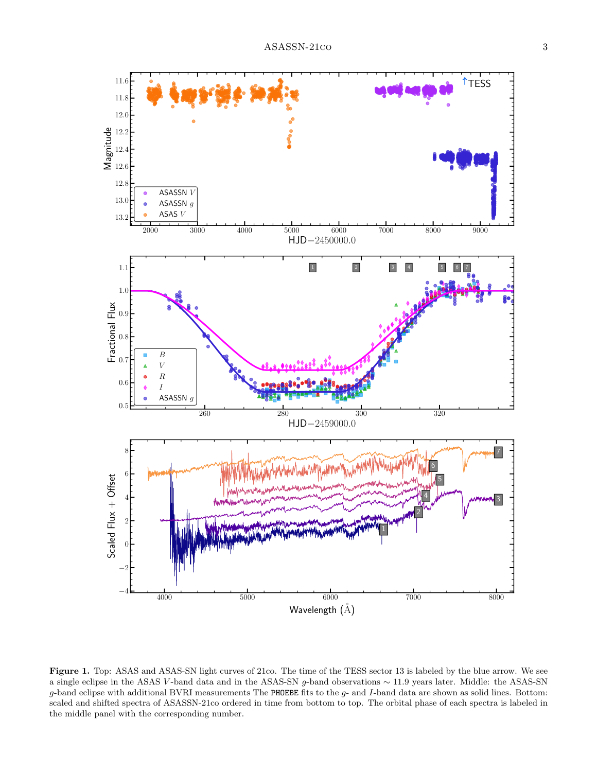**Figure 1.** Top: ASAS and ASAS-SN light curves of 21co. The time of the TESS sector 13 is labeled by the blue arrow. We see a single eclipse in the ASAS $V$-band data and in the ASAS-SN $g$-band observations $\sim$ 11.9 years later. Middle: the ASAS-SN $g$-band eclipse with additional BVRI measurements The `PHOEBE` fits to the $g$- and $I$-band data are shown as solid lines. Bottom: scaled and shifted spectra of ASASSN-21co ordered in time from bottom to top. The orbital phase of each spectra is labeled in the middle panel with the corresponding number.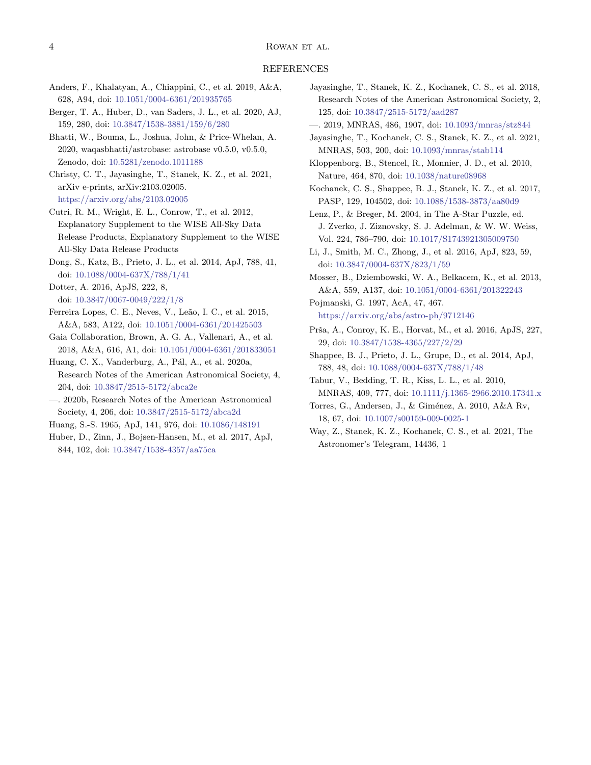## REFERENCES

Anders, F., Khalatyan, A., Chiappini, C., et al. 2019, A&A, 628, A94, doi: 10.1051/0004-6361/201935765

Berger, T. A., Huber, D., van Saders, J. L., et al. 2020, AJ, 159, 280, doi: 10.3847/1538-3881/159/6/280

Bhatti, W., Bouma, L., Joshua, John, & Price-Whelan, A. 2020, waqasbhatti/astrobase: astrobase v0.5.0, v0.5.0, Zenodo, doi: 10.5281/zenodo.1011188

Christy, C. T., Jayasinghe, T., Stanek, K. Z., et al. 2021, arXiv e-prints, arXiv:2103.02005. https://arxiv.org/abs/2103.02005

Cutri, R. M., Wright, E. L., Conrow, T., et al. 2012, Explanatory Supplement to the WISE All-Sky Data Release Products, Explanatory Supplement to the WISE All-Sky Data Release Products

Dong, S., Katz, B., Prieto, J. L., et al. 2014, ApJ, 788, 41, doi: 10.1088/0004-637X/788/1/41

Dotter, A. 2016, ApJS, 222, 8, doi: 10.3847/0067-0049/222/1/8

Ferreira Lopes, C. E., Neves, V., Leão, I. C., et al. 2015, A&A, 583, A122, doi: 10.1051/0004-6361/201425503

Gaia Collaboration, Brown, A. G. A., Vallenari, A., et al. 2018, A&A, 616, A1, doi: 10.1051/0004-6361/201833051

Huang, C. X., Vanderburg, A., Pál, A., et al. 2020a, Research Notes of the American Astronomical Society, 4, 204, doi: 10.3847/2515-5172/abca2e

—. 2020b, Research Notes of the American Astronomical Society, 4, 206, doi: 10.3847/2515-5172/abca2d

Huang, S.-S. 1965, ApJ, 141, 976, doi: 10.1086/148191

Huber, D., Zinn, J., Bojsen-Hansen, M., et al. 2017, ApJ, 844, 102, doi: 10.3847/1538-4357/aa75ca

Jayasinghe, T., Stanek, K. Z., Kochanek, C. S., et al. 2018, Research Notes of the American Astronomical Society, 2, 125, doi: 10.3847/2515-5172/aad287

—. 2019, MNRAS, 486, 1907, doi: 10.1093/mnras/stz844

Jayasinghe, T., Kochanek, C. S., Stanek, K. Z., et al. 2021, MNRAS, 503, 200, doi: 10.1093/mnras/stab114

Kloppenborg, B., Stencel, R., Monnier, J. D., et al. 2010, Nature, 464, 870, doi: 10.1038/nature08968

Kochanek, C. S., Shappee, B. J., Stanek, K. Z., et al. 2017, PASP, 129, 104502, doi: 10.1088/1538-3873/aa80d9

Lenz, P., & Breger, M. 2004, in The A-Star Puzzle, ed. J. Zverko, J. Ziznovsky, S. J. Adelman, & W. W. Weiss, Vol. 224, 786–790, doi: 10.1017/S1743921305009750

Li, J., Smith, M. C., Zhong, J., et al. 2016, ApJ, 823, 59, doi: 10.3847/0004-637X/823/1/59

Mosser, B., Dziembowski, W. A., Belkacem, K., et al. 2013, A&A, 559, A137, doi: 10.1051/0004-6361/201322243

Pojmanski, G. 1997, AcA, 47, 467. https://arxiv.org/abs/astro-ph/9712146

Prša, A., Conroy, K. E., Horvat, M., et al. 2016, ApJS, 227, 29, doi: 10.3847/1538-4365/227/2/29

Shappee, B. J., Prieto, J. L., Grupe, D., et al. 2014, ApJ, 788, 48, doi: 10.1088/0004-637X/788/1/48

Tabur, V., Bedding, T. R., Kiss, L. L., et al. 2010, MNRAS, 409, 777, doi: 10.1111/j.1365-2966.2010.17341.x

Torres, G., Andersen, J., & Giménez, A. 2010, A&A Rv, 18, 67, doi: 10.1007/s00159-009-0025-1

Way, Z., Stanek, K. Z., Kochanek, C. S., et al. 2021, The Astronomer's Telegram, 14436, 1